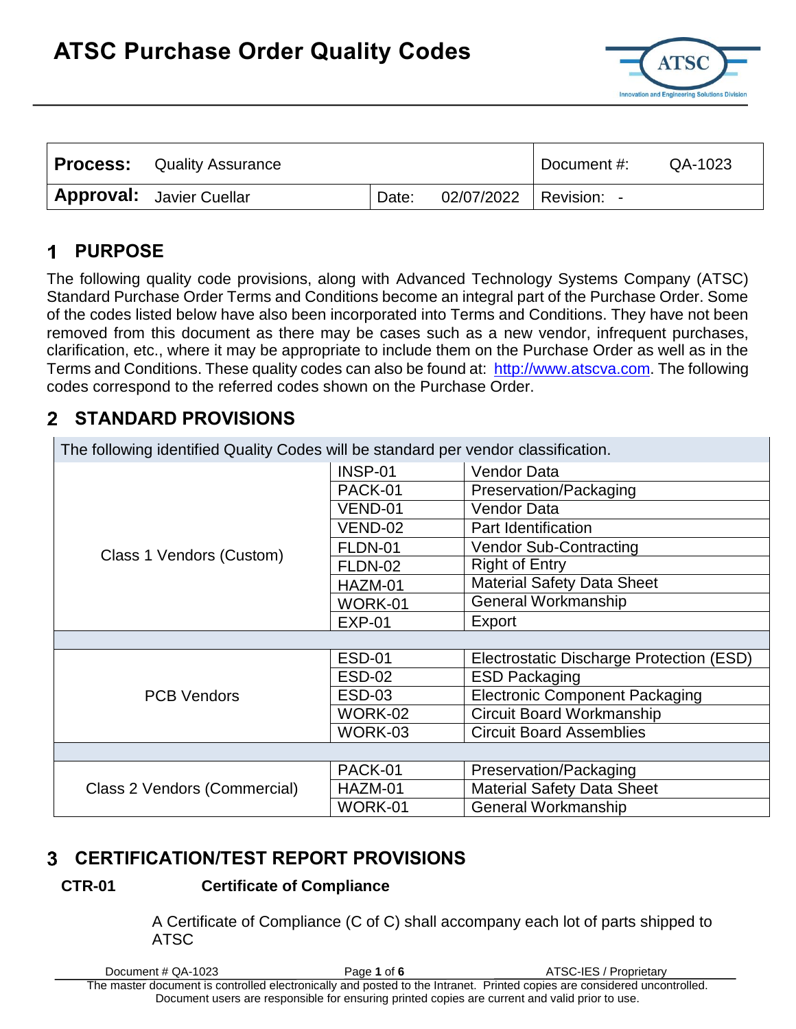# ATSC Purchase Order Quality Codes

| **Process:** Quality Assurance | | | Document #: QA-1023 |
|---|---|---|---|
| **Approval:** Javier Cuellar | Date: | 02/07/2022 | Revision: - |

## 1 PURPOSE

The following quality code provisions, along with Advanced Technology Systems Company (ATSC) Standard Purchase Order Terms and Conditions become an integral part of the Purchase Order. Some of the codes listed below have also been incorporated into Terms and Conditions. They have not been removed from this document as there may be cases such as a new vendor, infrequent purchases, clarification, etc., where it may be appropriate to include them on the Purchase Order as well as in the Terms and Conditions. These quality codes can also be found at: http://www.atscva.com. The following codes correspond to the referred codes shown on the Purchase Order.

## 2 STANDARD PROVISIONS

| The following identified Quality Codes will be standard per vendor classification. | | |
|---|---|---|
| Class 1 Vendors (Custom) | INSP-01 | Vendor Data |
| | PACK-01 | Preservation/Packaging |
| | VEND-01 | Vendor Data |
| | VEND-02 | Part Identification |
| | FLDN-01 | Vendor Sub-Contracting |
| | FLDN-02 | Right of Entry |
| | HAZM-01 | Material Safety Data Sheet |
| | WORK-01 | General Workmanship |
| | EXP-01 | Export |
| | | |
| PCB Vendors | ESD-01 | Electrostatic Discharge Protection (ESD) |
| | ESD-02 | ESD Packaging |
| | ESD-03 | Electronic Component Packaging |
| | WORK-02 | Circuit Board Workmanship |
| | WORK-03 | Circuit Board Assemblies |
| | | |
| Class 2 Vendors (Commercial) | PACK-01 | Preservation/Packaging |
| | HAZM-01 | Material Safety Data Sheet |
| | WORK-01 | General Workmanship |

## 3 CERTIFICATION/TEST REPORT PROVISIONS

**CTR-01 Certificate of Compliance**

A Certificate of Compliance (C of C) shall accompany each lot of parts shipped to ATSC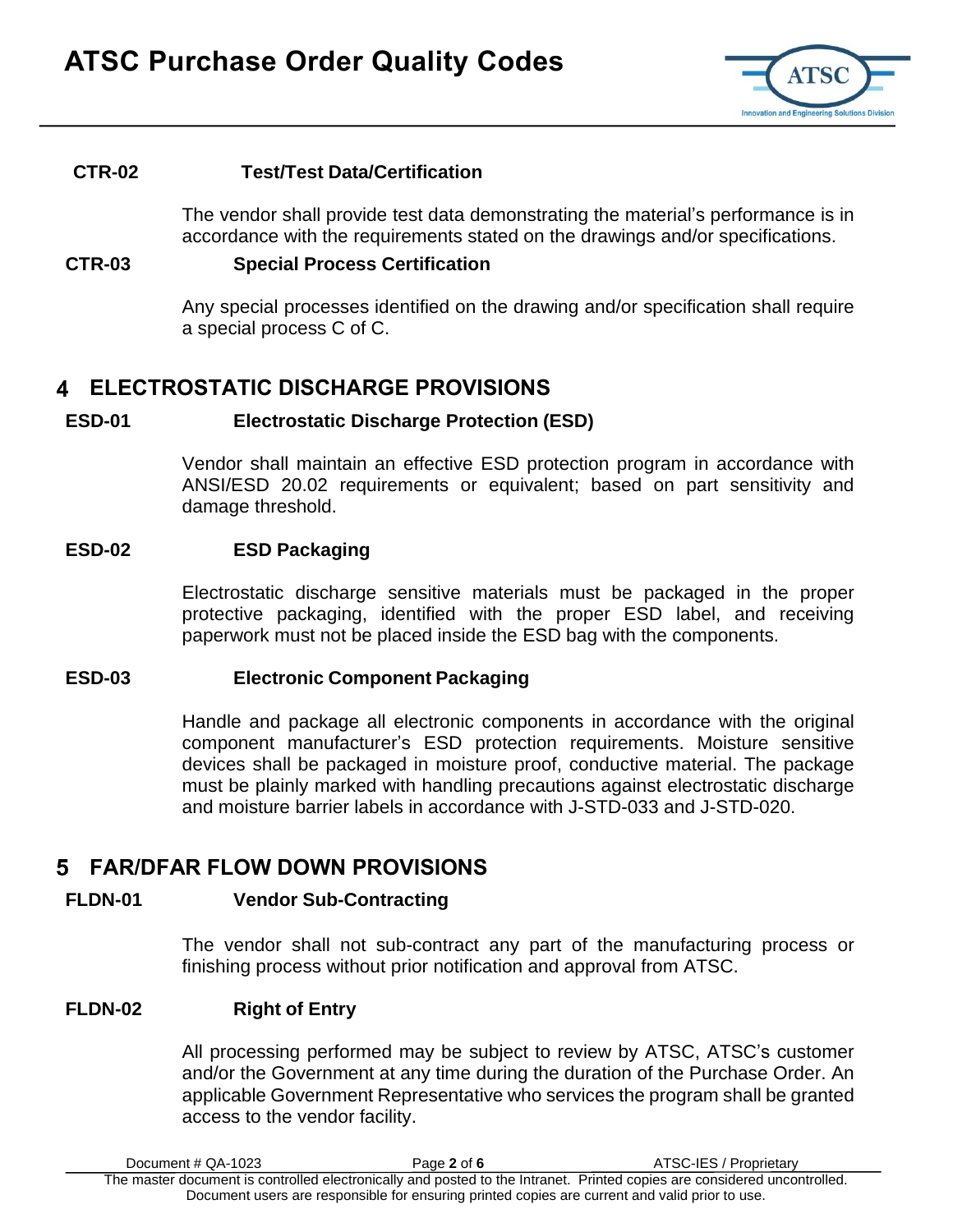**CTR-02 Test/Test Data/Certification**

The vendor shall provide test data demonstrating the material's performance is in accordance with the requirements stated on the drawings and/or specifications.

**CTR-03 Special Process Certification**

Any special processes identified on the drawing and/or specification shall require a special process C of C.

## 4 ELECTROSTATIC DISCHARGE PROVISIONS

**ESD-01 Electrostatic Discharge Protection (ESD)**

Vendor shall maintain an effective ESD protection program in accordance with ANSI/ESD 20.02 requirements or equivalent; based on part sensitivity and damage threshold.

**ESD-02 ESD Packaging**

Electrostatic discharge sensitive materials must be packaged in the proper protective packaging, identified with the proper ESD label, and receiving paperwork must not be placed inside the ESD bag with the components.

**ESD-03 Electronic Component Packaging**

Handle and package all electronic components in accordance with the original component manufacturer's ESD protection requirements. Moisture sensitive devices shall be packaged in moisture proof, conductive material. The package must be plainly marked with handling precautions against electrostatic discharge and moisture barrier labels in accordance with J-STD-033 and J-STD-020.

## 5 FAR/DFAR FLOW DOWN PROVISIONS

**FLDN-01 Vendor Sub-Contracting**

The vendor shall not sub-contract any part of the manufacturing process or finishing process without prior notification and approval from ATSC.

**FLDN-02 Right of Entry**

All processing performed may be subject to review by ATSC, ATSC's customer and/or the Government at any time during the duration of the Purchase Order. An applicable Government Representative who services the program shall be granted access to the vendor facility.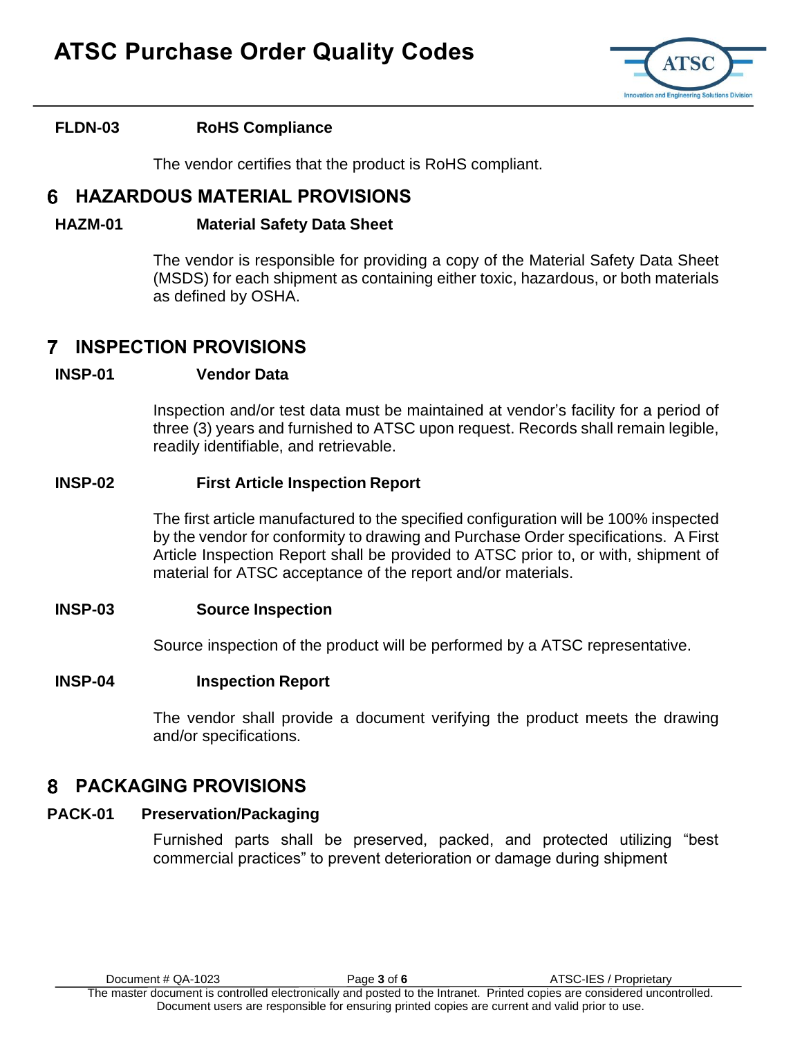**FLDN-03 RoHS Compliance**

The vendor certifies that the product is RoHS compliant.

## 6 HAZARDOUS MATERIAL PROVISIONS

**HAZM-01 Material Safety Data Sheet**

The vendor is responsible for providing a copy of the Material Safety Data Sheet (MSDS) for each shipment as containing either toxic, hazardous, or both materials as defined by OSHA.

## 7 INSPECTION PROVISIONS

**INSP-01 Vendor Data**

Inspection and/or test data must be maintained at vendor's facility for a period of three (3) years and furnished to ATSC upon request. Records shall remain legible, readily identifiable, and retrievable.

**INSP-02 First Article Inspection Report**

The first article manufactured to the specified configuration will be 100% inspected by the vendor for conformity to drawing and Purchase Order specifications. A First Article Inspection Report shall be provided to ATSC prior to, or with, shipment of material for ATSC acceptance of the report and/or materials.

**INSP-03 Source Inspection**

Source inspection of the product will be performed by a ATSC representative.

**INSP-04 Inspection Report**

The vendor shall provide a document verifying the product meets the drawing and/or specifications.

## 8 PACKAGING PROVISIONS

**PACK-01 Preservation/Packaging**

Furnished parts shall be preserved, packed, and protected utilizing "best commercial practices" to prevent deterioration or damage during shipment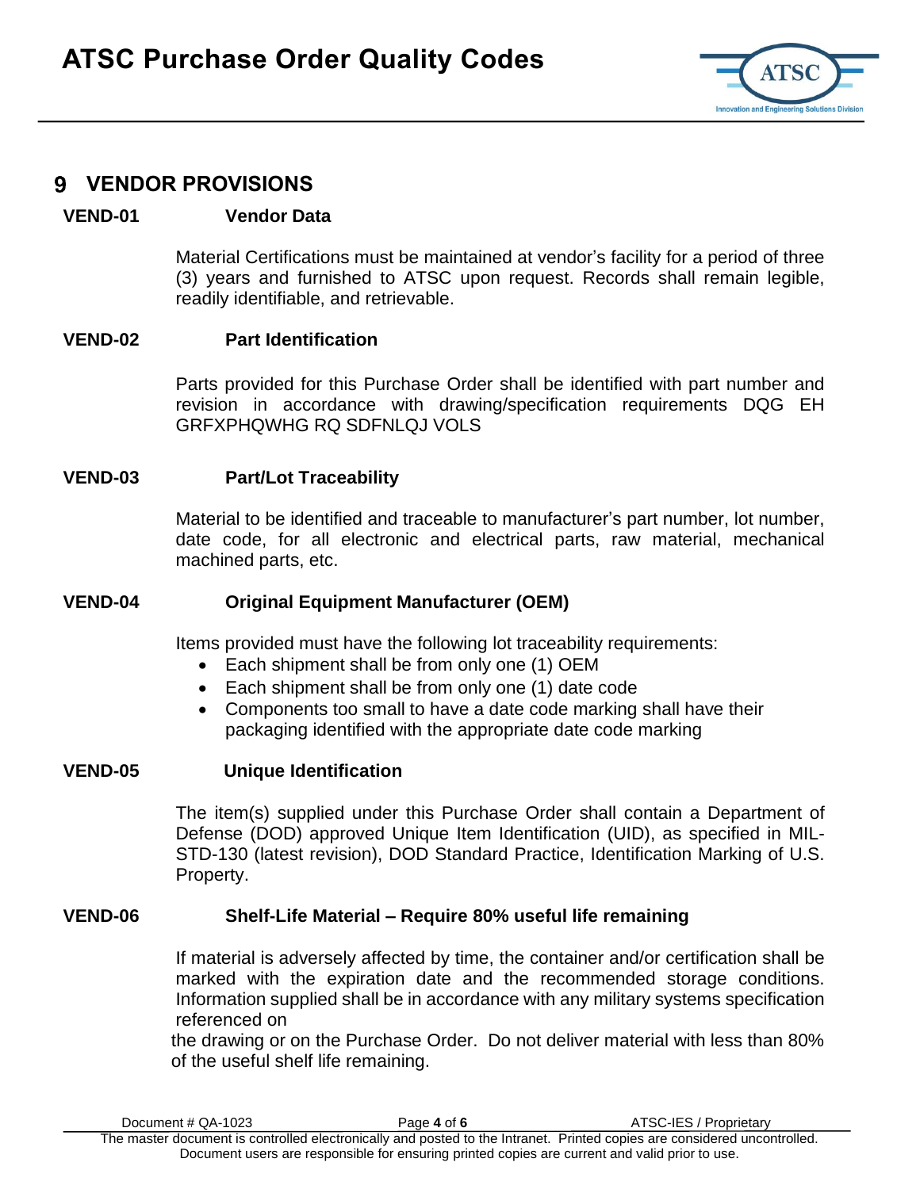# 9 VENDOR PROVISIONS

**VEND-01 Vendor Data**

Material Certifications must be maintained at vendor's facility for a period of three (3) years and furnished to ATSC upon request. Records shall remain legible, readily identifiable, and retrievable.

**VEND-02 Part Identification**

Parts provided for this Purchase Order shall be identified with part number and revision in accordance with drawing/specification requirements DQG EH GRFXPHQWHG RQ SDFNLQJ VOLS

**VEND-03 Part/Lot Traceability**

Material to be identified and traceable to manufacturer's part number, lot number, date code, for all electronic and electrical parts, raw material, mechanical machined parts, etc.

**VEND-04 Original Equipment Manufacturer (OEM)**

Items provided must have the following lot traceability requirements:

- Each shipment shall be from only one (1) OEM
- Each shipment shall be from only one (1) date code
- Components too small to have a date code marking shall have their packaging identified with the appropriate date code marking

**VEND-05 Unique Identification**

The item(s) supplied under this Purchase Order shall contain a Department of Defense (DOD) approved Unique Item Identification (UID), as specified in MIL-STD-130 (latest revision), DOD Standard Practice, Identification Marking of U.S. Property.

**VEND-06 Shelf-Life Material – Require 80% useful life remaining**

If material is adversely affected by time, the container and/or certification shall be marked with the expiration date and the recommended storage conditions. Information supplied shall be in accordance with any military systems specification referenced on the drawing or on the Purchase Order. Do not deliver material with less than 80% of the useful shelf life remaining.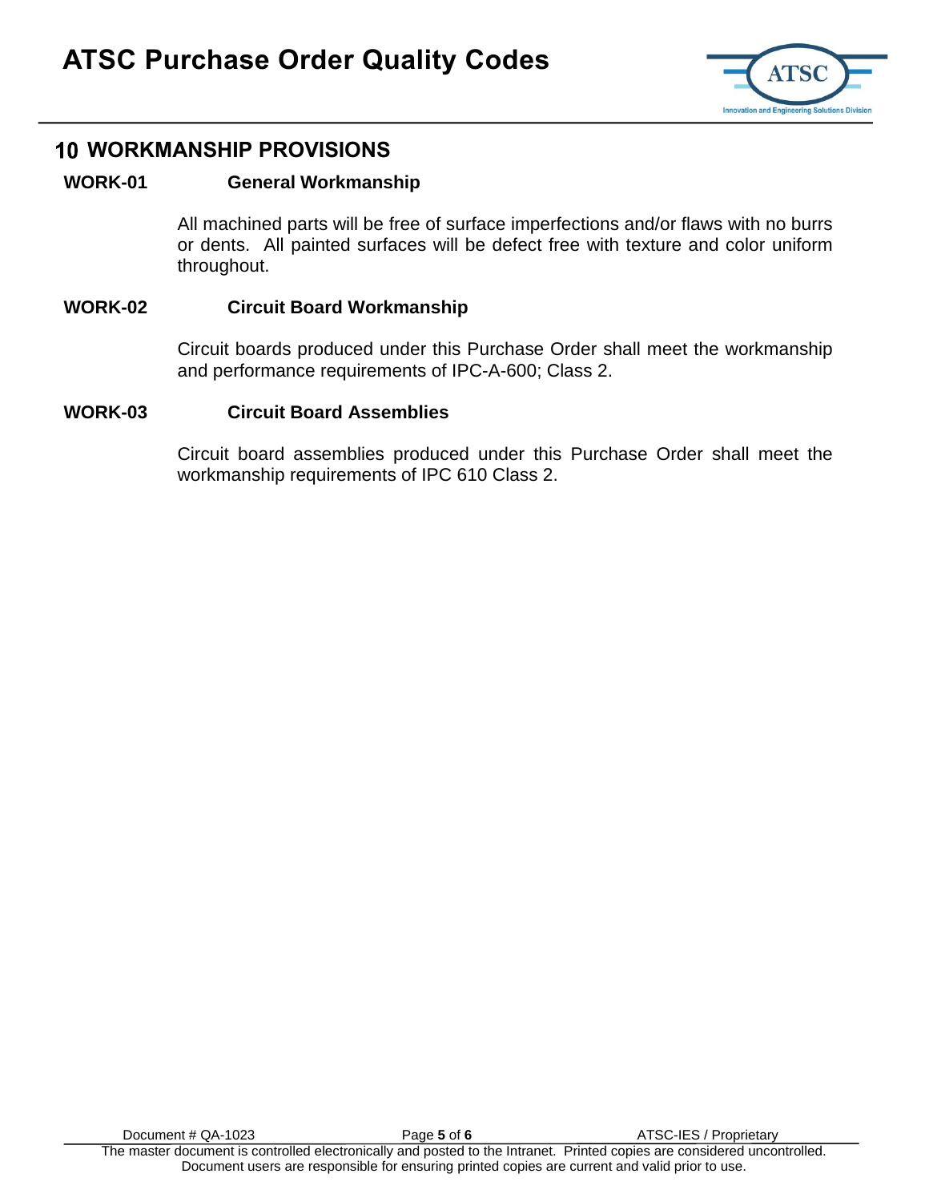## 10 WORKMANSHIP PROVISIONS

**WORK-01 General Workmanship**

All machined parts will be free of surface imperfections and/or flaws with no burrs or dents. All painted surfaces will be defect free with texture and color uniform throughout.

**WORK-02 Circuit Board Workmanship**

Circuit boards produced under this Purchase Order shall meet the workmanship and performance requirements of IPC-A-600; Class 2.

**WORK-03 Circuit Board Assemblies**

Circuit board assemblies produced under this Purchase Order shall meet the workmanship requirements of IPC 610 Class 2.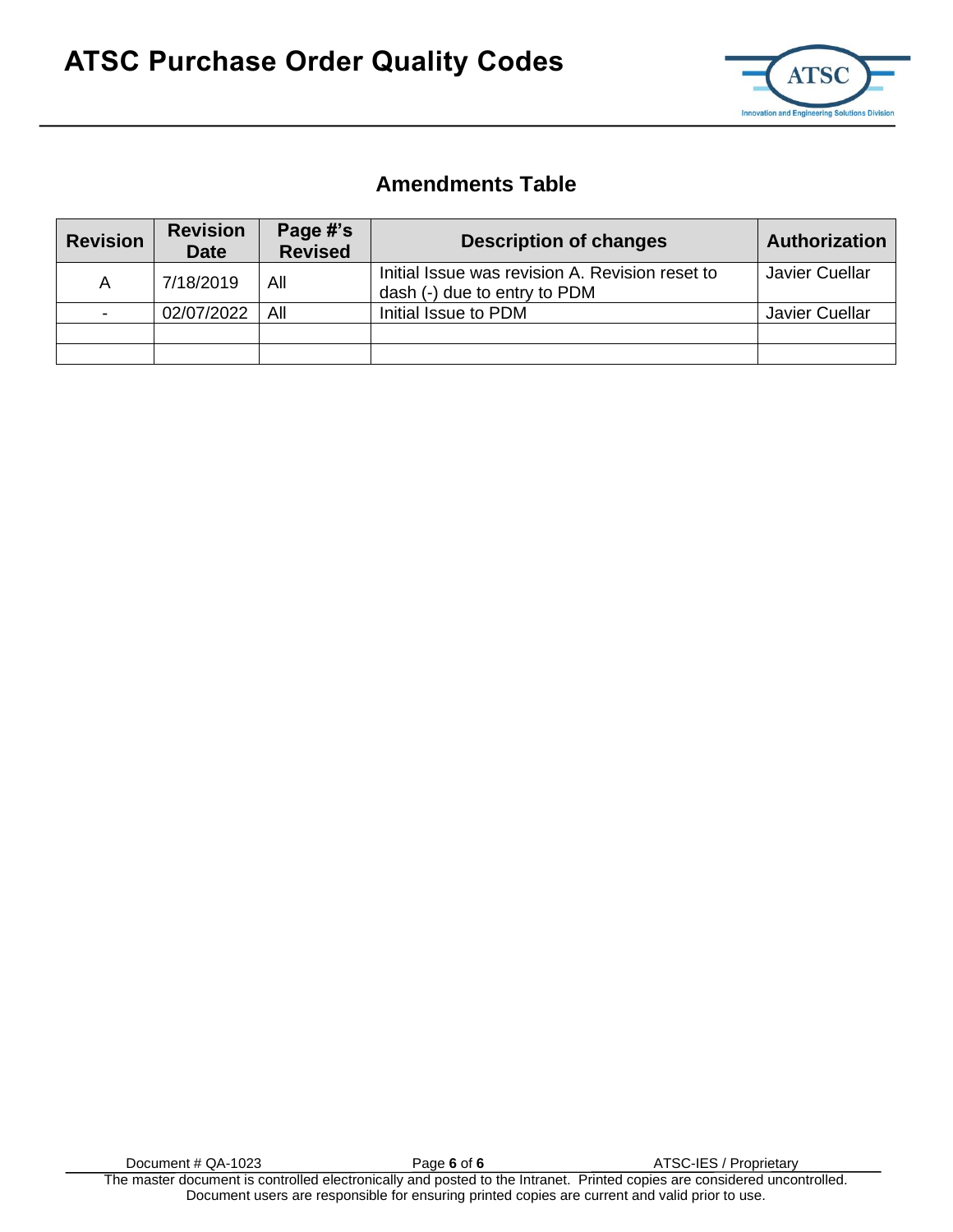## Amendments Table

| Revision | Revision Date | Page #'s Revised | Description of changes | Authorization |
|---|---|---|---|---|
| A | 7/18/2019 | All | Initial Issue was revision A. Revision reset to dash (-) due to entry to PDM | Javier Cuellar |
| - | 02/07/2022 | All | Initial Issue to PDM | Javier Cuellar |
| | | | | |
| | | | | |